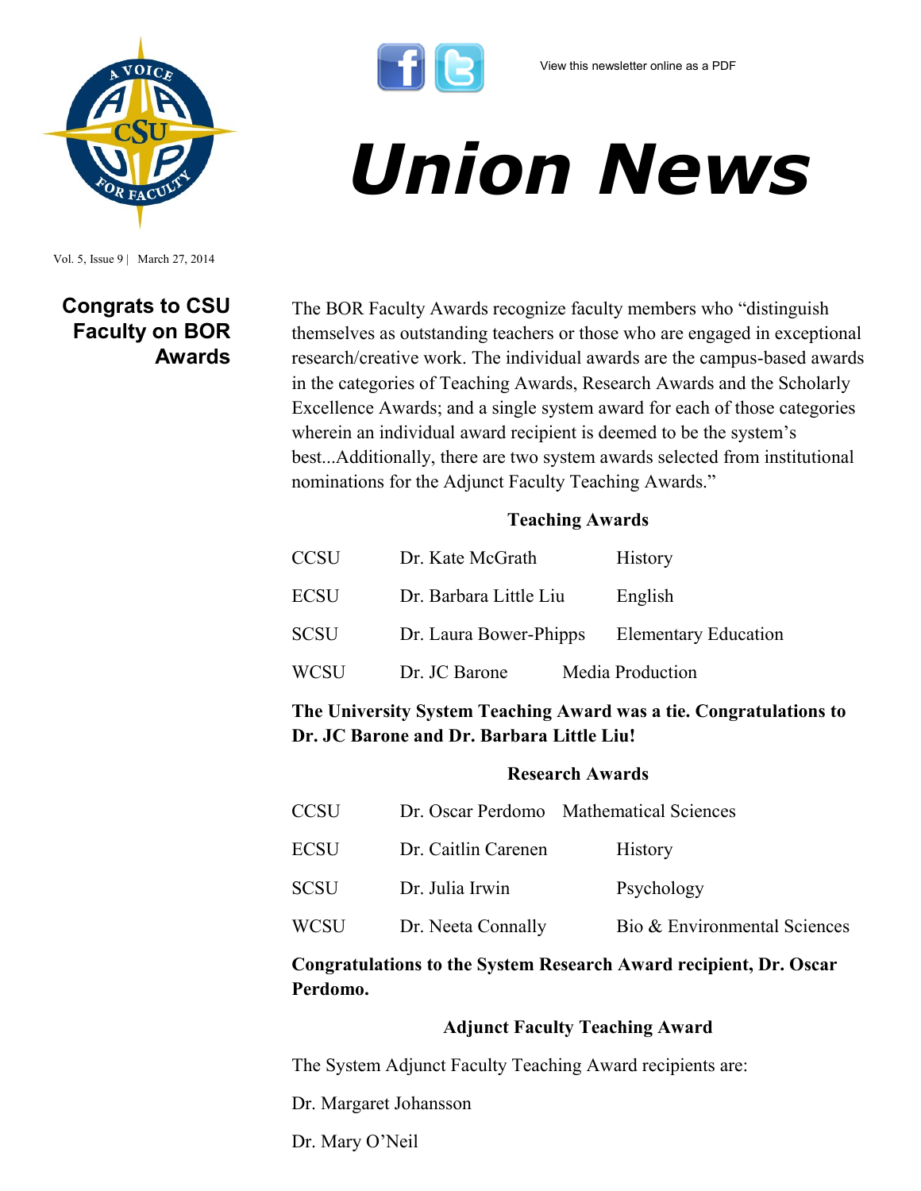View this newsletter online as a PDF

# Union News

Vol. 5, Issue 9 | March 27, 2014

## Congrats to CSU Faculty on BOR Awards

The BOR Faculty Awards recognize faculty members who "distinguish themselves as outstanding teachers or those who are engaged in exceptional research/creative work. The individual awards are the campus-based awards in the categories of Teaching Awards, Research Awards and the Scholarly Excellence Awards; and a single system award for each of those categories wherein an individual award recipient is deemed to be the system's best...Additionally, there are two system awards selected from institutional nominations for the Adjunct Faculty Teaching Awards."

### Teaching Awards

| | | |
|---|---|---|
| CCSU | Dr. Kate McGrath | History |
| ECSU | Dr. Barbara Little Liu | English |
| SCSU | Dr. Laura Bower-Phipps | Elementary Education |
| WCSU | Dr. JC Barone | Media Production |

**The University System Teaching Award was a tie. Congratulations to Dr. JC Barone and Dr. Barbara Little Liu!**

### Research Awards

| | | |
|---|---|---|
| CCSU | Dr. Oscar Perdomo | Mathematical Sciences |
| ECSU | Dr. Caitlin Carenen | History |
| SCSU | Dr. Julia Irwin | Psychology |
| WCSU | Dr. Neeta Connally | Bio & Environmental Sciences |

**Congratulations to the System Research Award recipient, Dr. Oscar Perdomo.**

### Adjunct Faculty Teaching Award

The System Adjunct Faculty Teaching Award recipients are:

Dr. Margaret Johansson

Dr. Mary O'Neil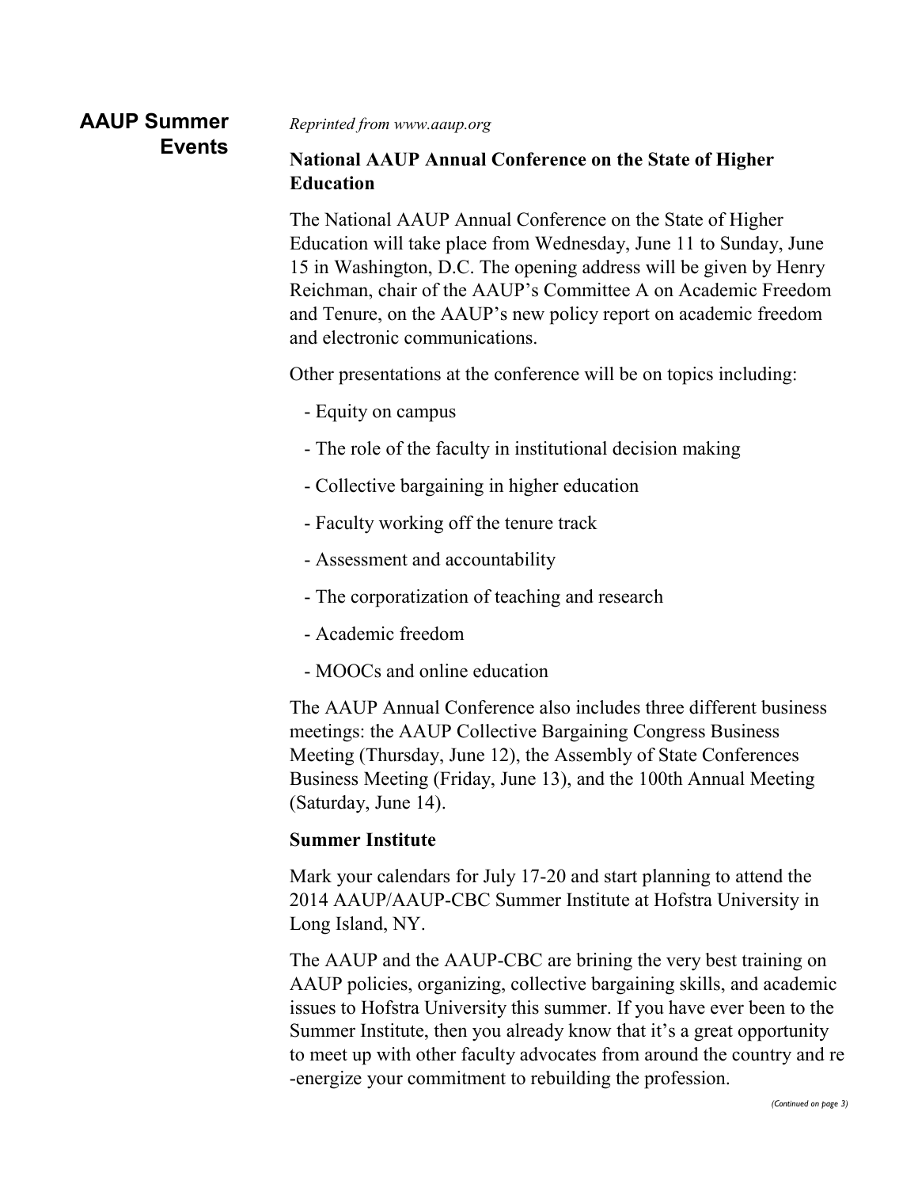## AAUP Summer Events

*Reprinted from www.aaup.org*

### National AAUP Annual Conference on the State of Higher Education

The National AAUP Annual Conference on the State of Higher Education will take place from Wednesday, June 11 to Sunday, June 15 in Washington, D.C. The opening address will be given by Henry Reichman, chair of the AAUP's Committee A on Academic Freedom and Tenure, on the AAUP's new policy report on academic freedom and electronic communications.

Other presentations at the conference will be on topics including:

- Equity on campus
- The role of the faculty in institutional decision making
- Collective bargaining in higher education
- Faculty working off the tenure track
- Assessment and accountability
- The corporatization of teaching and research
- Academic freedom
- MOOCs and online education

The AAUP Annual Conference also includes three different business meetings: the AAUP Collective Bargaining Congress Business Meeting (Thursday, June 12), the Assembly of State Conferences Business Meeting (Friday, June 13), and the 100th Annual Meeting (Saturday, June 14).

### Summer Institute

Mark your calendars for July 17-20 and start planning to attend the 2014 AAUP/AAUP-CBC Summer Institute at Hofstra University in Long Island, NY.

The AAUP and the AAUP-CBC are brining the very best training on AAUP policies, organizing, collective bargaining skills, and academic issues to Hofstra University this summer. If you have ever been to the Summer Institute, then you already know that it's a great opportunity to meet up with other faculty advocates from around the country and re-energize your commitment to rebuilding the profession.

*(Continued on page 3)*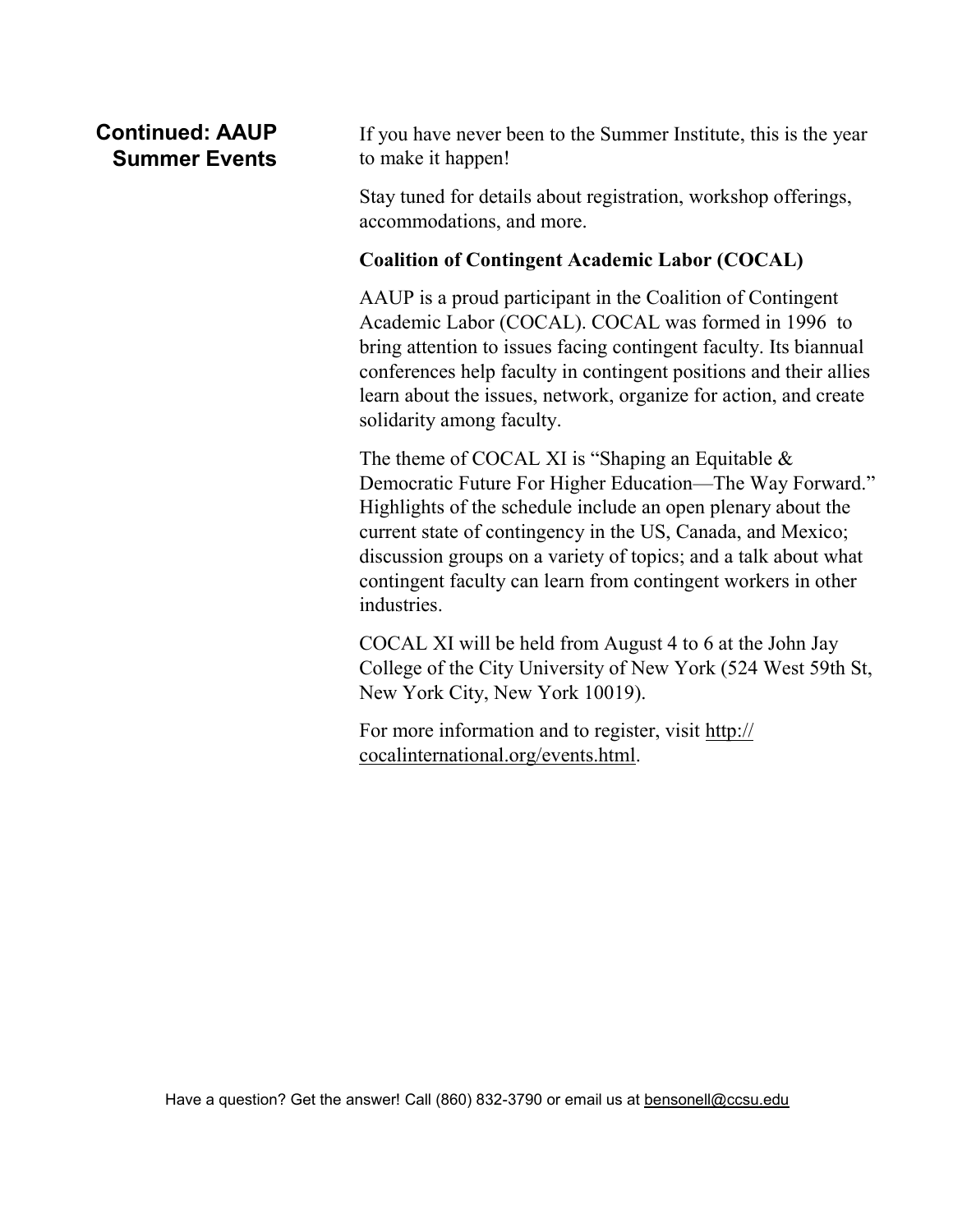## Continued: AAUP Summer Events

If you have never been to the Summer Institute, this is the year to make it happen!

Stay tuned for details about registration, workshop offerings, accommodations, and more.

**Coalition of Contingent Academic Labor (COCAL)**

AAUP is a proud participant in the Coalition of Contingent Academic Labor (COCAL). COCAL was formed in 1996 to bring attention to issues facing contingent faculty. Its biannual conferences help faculty in contingent positions and their allies learn about the issues, network, organize for action, and create solidarity among faculty.

The theme of COCAL XI is "Shaping an Equitable & Democratic Future For Higher Education—The Way Forward." Highlights of the schedule include an open plenary about the current state of contingency in the US, Canada, and Mexico; discussion groups on a variety of topics; and a talk about what contingent faculty can learn from contingent workers in other industries.

COCAL XI will be held from August 4 to 6 at the John Jay College of the City University of New York (524 West 59th St, New York City, New York 10019).

For more information and to register, visit http://cocalinternational.org/events.html.

Have a question? Get the answer! Call (860) 832-3790 or email us at bensonell@ccsu.edu